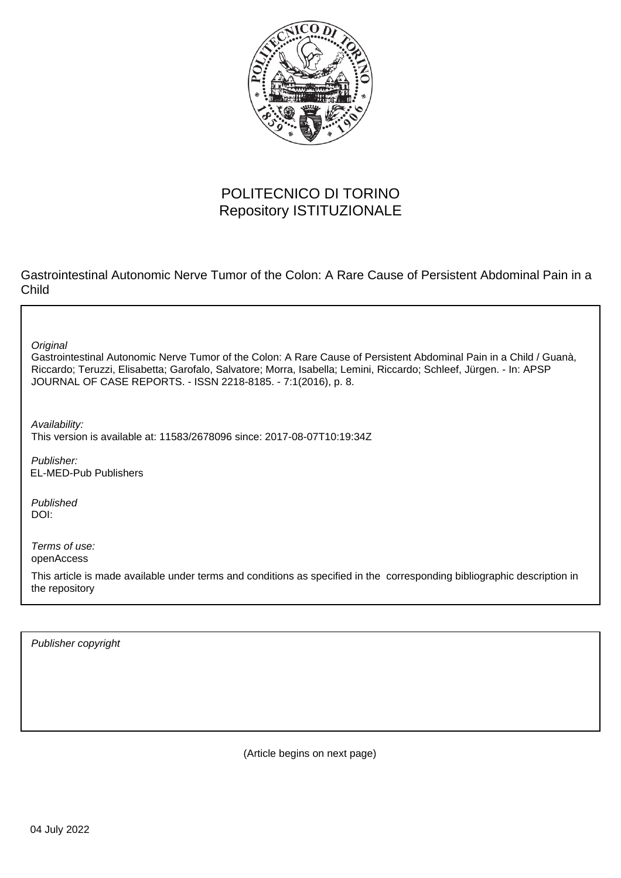POLITECNICO DI TORINO
Repository ISTITUZIONALE

Gastrointestinal Autonomic Nerve Tumor of the Colon: A Rare Cause of Persistent Abdominal Pain in a Child

*Original*
Gastrointestinal Autonomic Nerve Tumor of the Colon: A Rare Cause of Persistent Abdominal Pain in a Child / Guanà, Riccardo; Teruzzi, Elisabetta; Garofalo, Salvatore; Morra, Isabella; Lemini, Riccardo; Schleef, Jürgen. - In: APSP JOURNAL OF CASE REPORTS. - ISSN 2218-8185. - 7:1(2016), p. 8.

*Availability:*
This version is available at: 11583/2678096 since: 2017-08-07T10:19:34Z

*Publisher:*
EL-MED-Pub Publishers

*Published*
DOI:

*Terms of use:*
openAccess

This article is made available under terms and conditions as specified in the corresponding bibliographic description in the repository

*Publisher copyright*

(Article begins on next page)

04 July 2022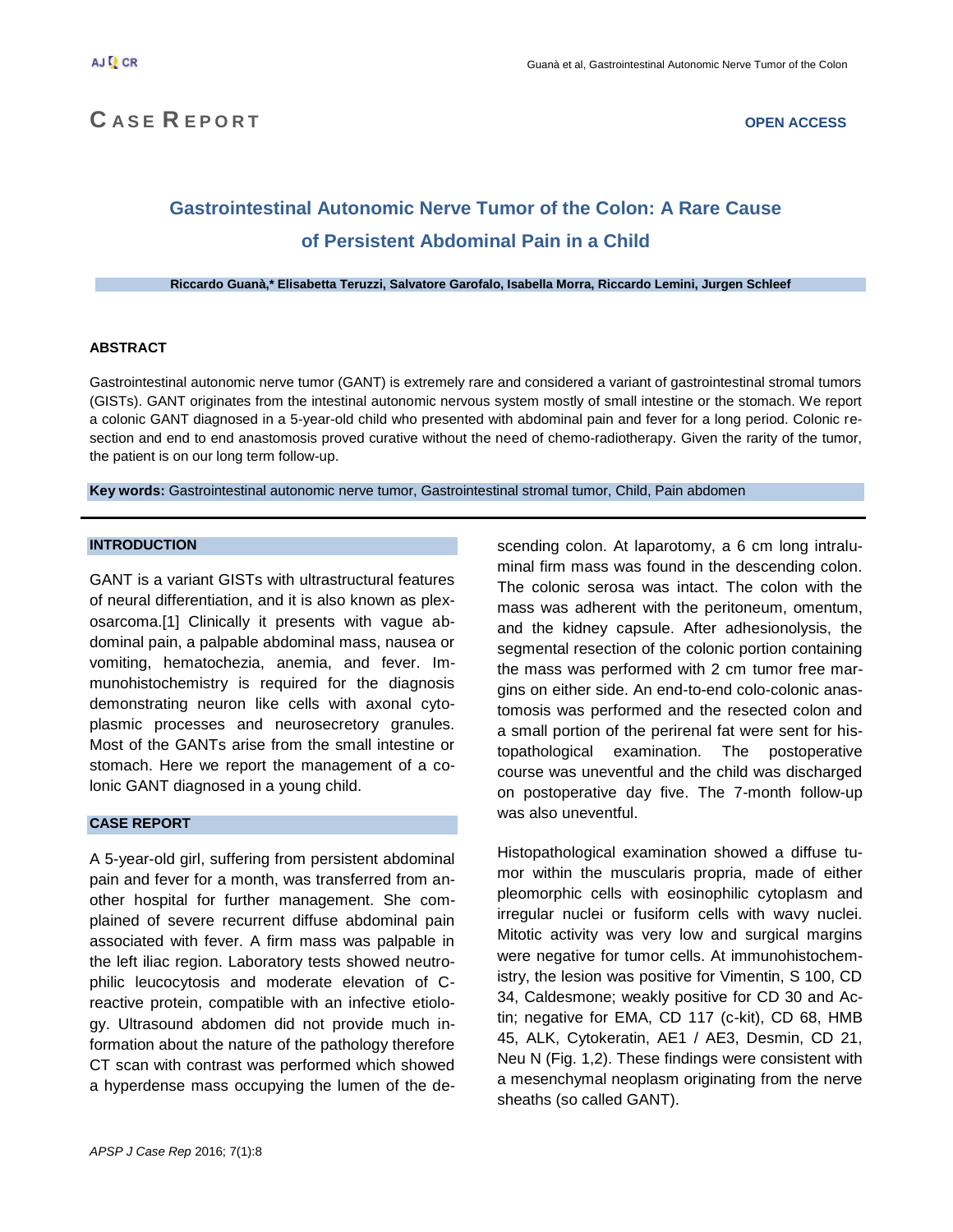## CASE REPORT

# Gastrointestinal Autonomic Nerve Tumor of the Colon: A Rare Cause of Persistent Abdominal Pain in a Child

**Riccardo Guanà,\* Elisabetta Teruzzi, Salvatore Garofalo, Isabella Morra, Riccardo Lemini, Jurgen Schleef**

**OPEN ACCESS**

### ABSTRACT

Gastrointestinal autonomic nerve tumor (GANT) is extremely rare and considered a variant of gastrointestinal stromal tumors (GISTs). GANT originates from the intestinal autonomic nervous system mostly of small intestine or the stomach. We report a colonic GANT diagnosed in a 5-year-old child who presented with abdominal pain and fever for a long period. Colonic resection and end to end anastomosis proved curative without the need of chemo-radiotherapy. Given the rarity of the tumor, the patient is on our long term follow-up.

**Key words:** Gastrointestinal autonomic nerve tumor, Gastrointestinal stromal tumor, Child, Pain abdomen

## INTRODUCTION

GANT is a variant GISTs with ultrastructural features of neural differentiation, and it is also known as plexosarcoma.[1] Clinically it presents with vague abdominal pain, a palpable abdominal mass, nausea or vomiting, hematochezia, anemia, and fever. Immunohistochemistry is required for the diagnosis demonstrating neuron like cells with axonal cytoplasmic processes and neurosecretory granules. Most of the GANTs arise from the small intestine or stomach. Here we report the management of a colonic GANT diagnosed in a young child.

## CASE REPORT

A 5-year-old girl, suffering from persistent abdominal pain and fever for a month, was transferred from another hospital for further management. She complained of severe recurrent diffuse abdominal pain associated with fever. A firm mass was palpable in the left iliac region. Laboratory tests showed neutrophilic leucocytosis and moderate elevation of C-reactive protein, compatible with an infective etiology. Ultrasound abdomen did not provide much information about the nature of the pathology therefore CT scan with contrast was performed which showed a hyperdense mass occupying the lumen of the descending colon. At laparotomy, a 6 cm long intraluminal firm mass was found in the descending colon. The colonic serosa was intact. The colon with the mass was adherent with the peritoneum, omentum, and the kidney capsule. After adhesionolysis, the segmental resection of the colonic portion containing the mass was performed with 2 cm tumor free margins on either side. An end-to-end colo-colonic anastomosis was performed and the resected colon and a small portion of the perirenal fat were sent for histopathological examination. The postoperative course was uneventful and the child was discharged on postoperative day five. The 7-month follow-up was also uneventful.

Histopathological examination showed a diffuse tumor within the muscularis propria, made of either pleomorphic cells with eosinophilic cytoplasm and irregular nuclei or fusiform cells with wavy nuclei. Mitotic activity was very low and surgical margins were negative for tumor cells. At immunohistochemistry, the lesion was positive for Vimentin, S 100, CD 34, Caldesmone; weakly positive for CD 30 and Actin; negative for EMA, CD 117 (c-kit), CD 68, HMB 45, ALK, Cytokeratin, AE1 / AE3, Desmin, CD 21, Neu N (Fig. 1,2). These findings were consistent with a mesenchymal neoplasm originating from the nerve sheaths (so called GANT).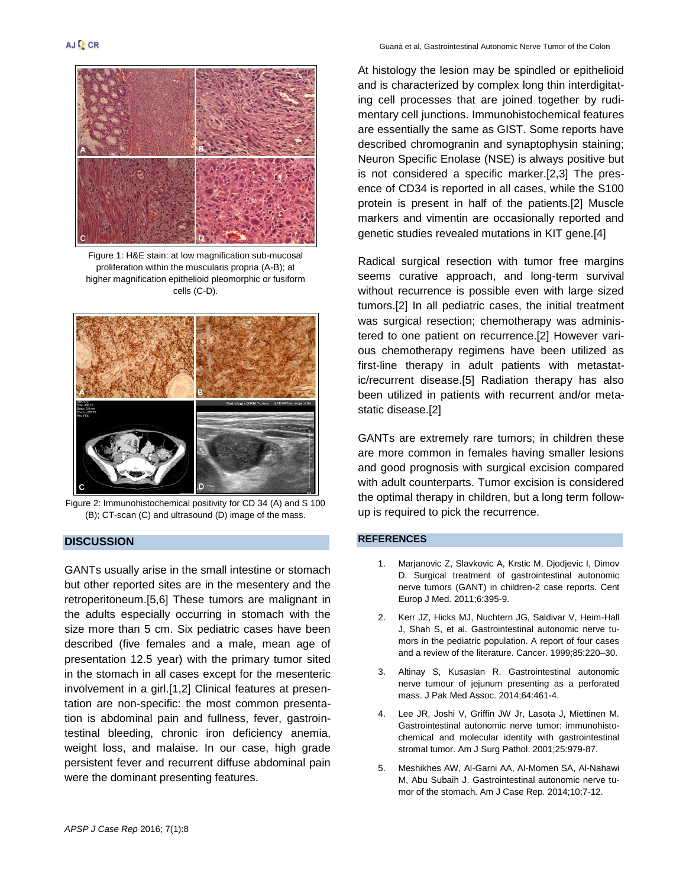Figure 1: H&E stain: at low magnification sub-mucosal proliferation within the muscularis propria (A-B); at higher magnification epithelioid pleomorphic or fusiform cells (C-D).

Figure 2: Immunohistochemical positivity for CD 34 (A) and S 100 (B); CT-scan (C) and ultrasound (D) image of the mass.

## DISCUSSION

GANTs usually arise in the small intestine or stomach but other reported sites are in the mesentery and the retroperitoneum.[5,6] These tumors are malignant in the adults especially occurring in stomach with the size more than 5 cm. Six pediatric cases have been described (five females and a male, mean age of presentation 12.5 year) with the primary tumor sited in the stomach in all cases except for the mesenteric involvement in a girl.[1,2] Clinical features at presentation are non-specific: the most common presentation is abdominal pain and fullness, fever, gastrointestinal bleeding, chronic iron deficiency anemia, weight loss, and malaise. In our case, high grade persistent fever and recurrent diffuse abdominal pain were the dominant presenting features.

At histology the lesion may be spindled or epithelioid and is characterized by complex long thin interdigitating cell processes that are joined together by rudimentary cell junctions. Immunohistochemical features are essentially the same as GIST. Some reports have described chromogranin and synaptophysin staining; Neuron Specific Enolase (NSE) is always positive but is not considered a specific marker.[2,3] The presence of CD34 is reported in all cases, while the S100 protein is present in half of the patients.[2] Muscle markers and vimentin are occasionally reported and genetic studies revealed mutations in KIT gene.[4]

Radical surgical resection with tumor free margins seems curative approach, and long-term survival without recurrence is possible even with large sized tumors.[2] In all pediatric cases, the initial treatment was surgical resection; chemotherapy was administered to one patient on recurrence.[2] However various chemotherapy regimens have been utilized as first-line therapy in adult patients with metastatic/recurrent disease.[5] Radiation therapy has also been utilized in patients with recurrent and/or metastatic disease.[2]

GANTs are extremely rare tumors; in children these are more common in females having smaller lesions and good prognosis with surgical excision compared with adult counterparts. Tumor excision is considered the optimal therapy in children, but a long term follow-up is required to pick the recurrence.

## REFERENCES

1. Marjanovic Z, Slavkovic A, Krstic M, Djodjevic I, Dimov D. Surgical treatment of gastrointestinal autonomic nerve tumors (GANT) in children-2 case reports. Cent Europ J Med. 2011;6:395-9.
2. Kerr JZ, Hicks MJ, Nuchtern JG, Saldivar V, Heim-Hall J, Shah S, et al. Gastrointestinal autonomic nerve tumors in the pediatric population. A report of four cases and a review of the literature. Cancer. 1999;85:220–30.
3. Altinay S, Kusaslan R. Gastrointestinal autonomic nerve tumour of jejunum presenting as a perforated mass. J Pak Med Assoc. 2014;64:461-4.
4. Lee JR, Joshi V, Griffin JW Jr, Lasota J, Miettinen M. Gastrointestinal autonomic nerve tumor: immunohistochemical and molecular identity with gastrointestinal stromal tumor. Am J Surg Pathol. 2001;25:979-87.
5. Meshikhes AW, Al-Garni AA, Al-Momen SA, Al-Nahawi M, Abu Subaih J. Gastrointestinal autonomic nerve tumor of the stomach. Am J Case Rep. 2014;10:7-12.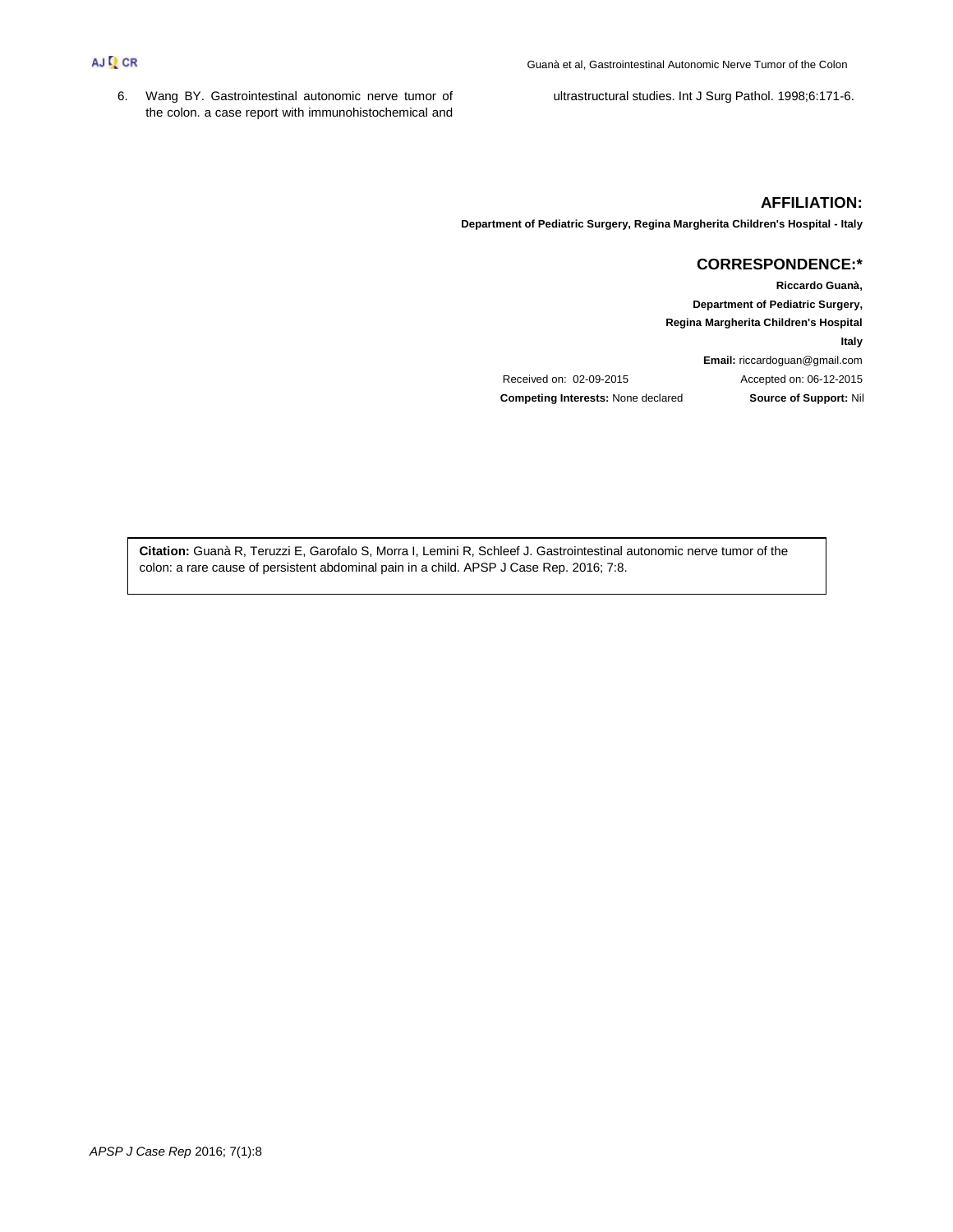6. Wang BY. Gastrointestinal autonomic nerve tumor of the colon. a case report with immunohistochemical and ultrastructural studies. Int J Surg Pathol. 1998;6:171-6.

## AFFILIATION:

**Department of Pediatric Surgery, Regina Margherita Children's Hospital - Italy**

## CORRESPONDENCE:*

**Riccardo Guanà,**
**Department of Pediatric Surgery,**
**Regina Margherita Children's Hospital**
**Italy**
**Email:** riccardoguan@gmail.com

Received on: 02-09-2015 Accepted on: 06-12-2015

**Competing Interests:** None declared **Source of Support:** Nil

**Citation:** Guanà R, Teruzzi E, Garofalo S, Morra I, Lemini R, Schleef J. Gastrointestinal autonomic nerve tumor of the colon: a rare cause of persistent abdominal pain in a child. APSP J Case Rep. 2016; 7:8.